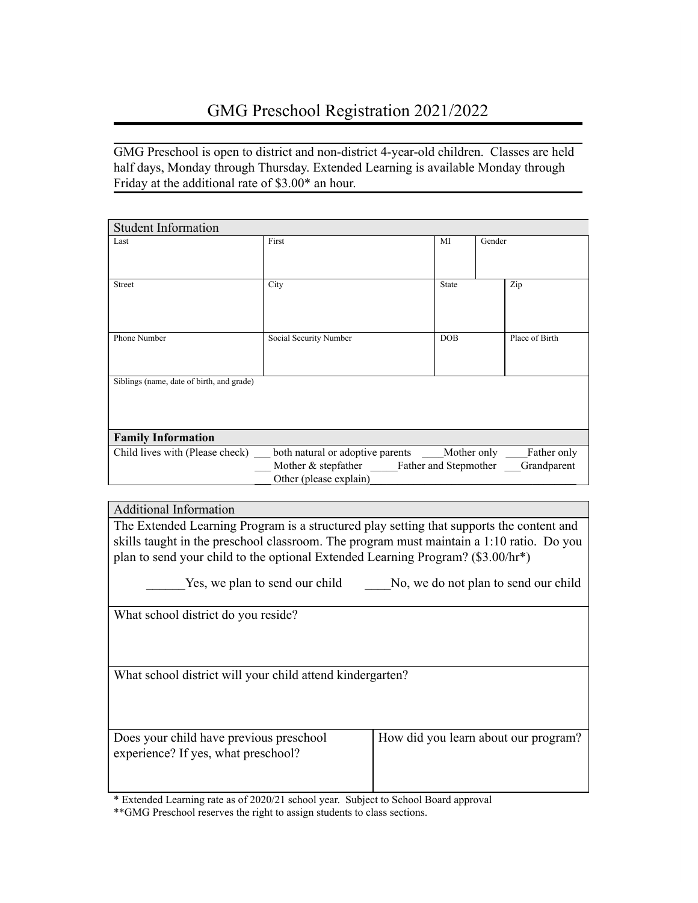# GMG Preschool Registration 2021/2022

GMG Preschool is open to district and non-district 4-year-old children. Classes are held half days, Monday through Thursday. Extended Learning is available Monday through Friday at the additional rate of $3.00* an hour.

| Student Information | | | |
|---|---|---|---|
| Last | First | MI | Gender |
| Street | City | State | Zip |
| Phone Number | Social Security Number | DOB | Place of Birth |
| Siblings (name, date of birth, and grade) | | | |

**Family Information**

Child lives with (Please check) ___ both natural or adoptive parents ____Mother only ____Father only
___ Mother & stepfather _____Father and Stepmother ___Grandparent
___ Other (please explain)___________________________________

**Additional Information**

The Extended Learning Program is a structured play setting that supports the content and skills taught in the preschool classroom. The program must maintain a 1:10 ratio. Do you plan to send your child to the optional Extended Learning Program? ($3.00/hr*)

______Yes, we plan to send our child ____No, we do not plan to send our child

What school district do you reside?

What school district will your child attend kindergarten?

| Does your child have previous preschool experience? If yes, what preschool? | How did you learn about our program? |
|---|---|
| | |

* Extended Learning rate as of 2020/21 school year. Subject to School Board approval

**GMG Preschool reserves the right to assign students to class sections.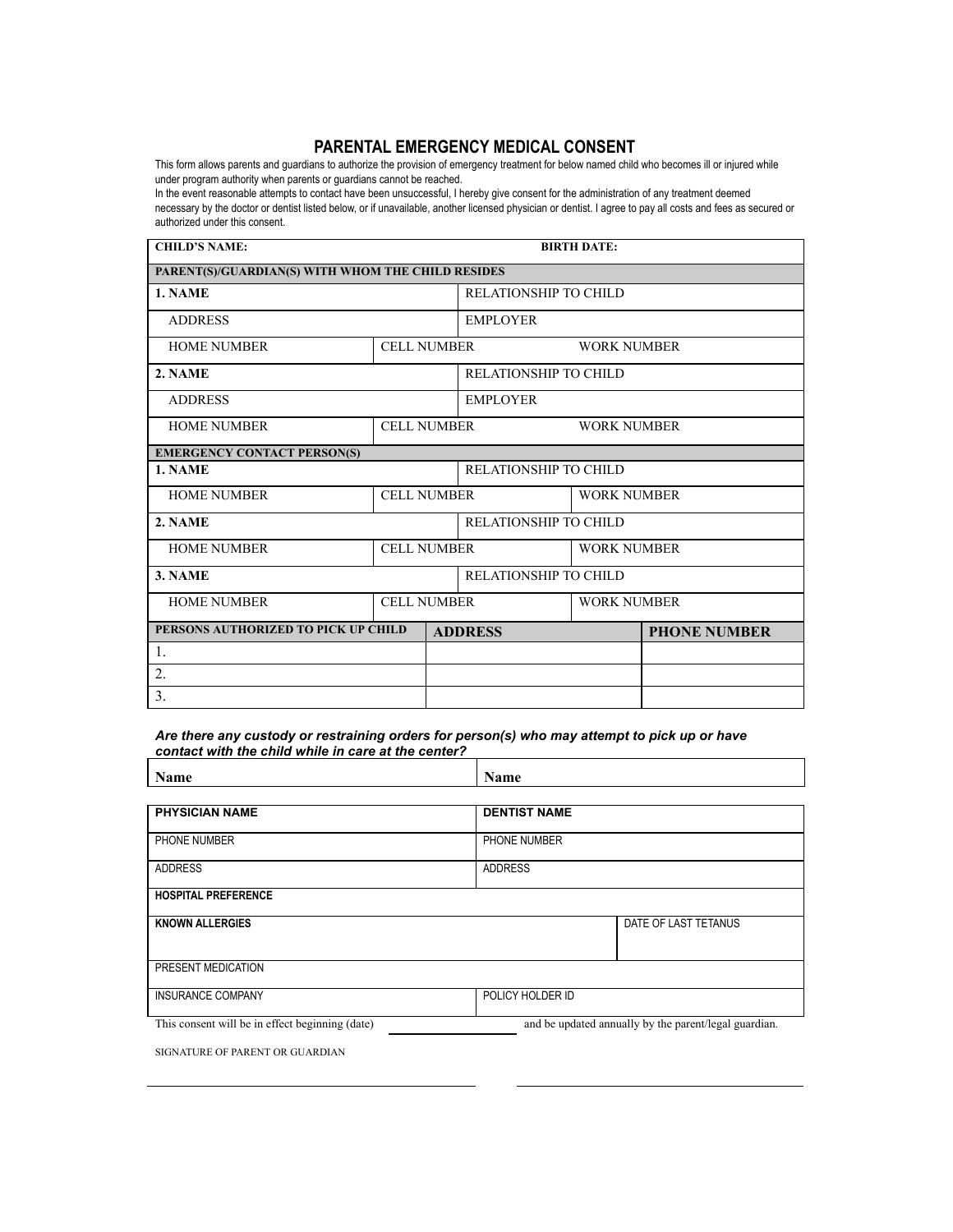# PARENTAL EMERGENCY MEDICAL CONSENT

This form allows parents and guardians to authorize the provision of emergency treatment for below named child who becomes ill or injured while under program authority when parents or guardians cannot be reached.

In the event reasonable attempts to contact have been unsuccessful, I hereby give consent for the administration of any treatment deemed necessary by the doctor or dentist listed below, or if unavailable, another licensed physician or dentist. I agree to pay all costs and fees as secured or authorized under this consent.

| **CHILD'S NAME:** | | **BIRTH DATE:** | |
|---|---|---|---|
| **PARENT(S)/GUARDIAN(S) WITH WHOM THE CHILD RESIDES** | | | |
| **1. NAME** | | RELATIONSHIP TO CHILD | |
| ADDRESS | | EMPLOYER | |
| HOME NUMBER | CELL NUMBER | | WORK NUMBER |
| **2. NAME** | | RELATIONSHIP TO CHILD | |
| ADDRESS | | EMPLOYER | |
| HOME NUMBER | CELL NUMBER | | WORK NUMBER |
| **EMERGENCY CONTACT PERSON(S)** | | | |
| **1. NAME** | | RELATIONSHIP TO CHILD | |
| HOME NUMBER | CELL NUMBER | | WORK NUMBER |
| **2. NAME** | | RELATIONSHIP TO CHILD | |
| HOME NUMBER | CELL NUMBER | | WORK NUMBER |
| **3. NAME** | | RELATIONSHIP TO CHILD | |
| HOME NUMBER | CELL NUMBER | | WORK NUMBER |

| **PERSONS AUTHORIZED TO PICK UP CHILD** | **ADDRESS** | **PHONE NUMBER** |
|---|---|---|
| 1. | | |
| 2. | | |
| 3. | | |

***Are there any custody or restraining orders for person(s) who may attempt to pick up or have contact with the child while in care at the center?***

| **Name** | **Name** |
|---|---|

| **PHYSICIAN NAME** | **DENTIST NAME** |
|---|---|
| PHONE NUMBER | PHONE NUMBER |
| ADDRESS | ADDRESS |
| **HOSPITAL PREFERENCE** | |
| **KNOWN ALLERGIES** | DATE OF LAST TETANUS |
| PRESENT MEDICATION | |
| INSURANCE COMPANY | POLICY HOLDER ID |

This consent will be in effect beginning (date) ______________ and be updated annually by the parent/legal guardian.

SIGNATURE OF PARENT OR GUARDIAN

______________________________ ______________________________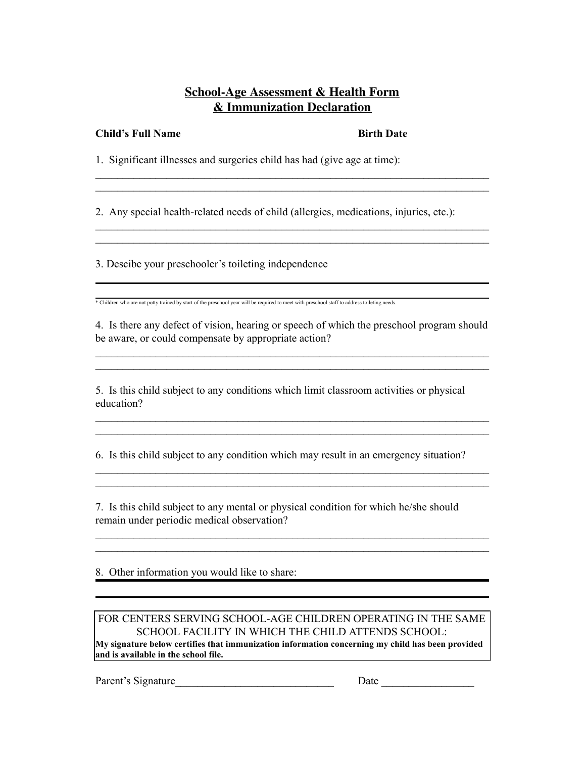# School-Age Assessment & Health Form & Immunization Declaration

**Child's Full Name** **Birth Date**

1. Significant illnesses and surgeries child has had (give age at time):

___________________________________________________________________________
___________________________________________________________________________

2. Any special health-related needs of child (allergies, medications, injuries, etc.):

___________________________________________________________________________
___________________________________________________________________________

3. Descibe your preschooler's toileting independence

___________________________________________________________________________
___________________________________________________________________________

* Children who are not potty trained by start of the preschool year will be required to meet with preschool staff to address toileting needs.

4. Is there any defect of vision, hearing or speech of which the preschool program should be aware, or could compensate by appropriate action?

___________________________________________________________________________
___________________________________________________________________________

5. Is this child subject to any conditions which limit classroom activities or physical education?

___________________________________________________________________________
___________________________________________________________________________

6. Is this child subject to any condition which may result in an emergency situation?

___________________________________________________________________________
___________________________________________________________________________

7. Is this child subject to any mental or physical condition for which he/she should remain under periodic medical observation?

___________________________________________________________________________
___________________________________________________________________________

8. Other information you would like to share:

___________________________________________________________________________
___________________________________________________________________________

FOR CENTERS SERVING SCHOOL-AGE CHILDREN OPERATING IN THE SAME SCHOOL FACILITY IN WHICH THE CHILD ATTENDS SCHOOL:
**My signature below certifies that immunization information concerning my child has been provided and is available in the school file.**

Parent's Signature_____________________________ Date _________________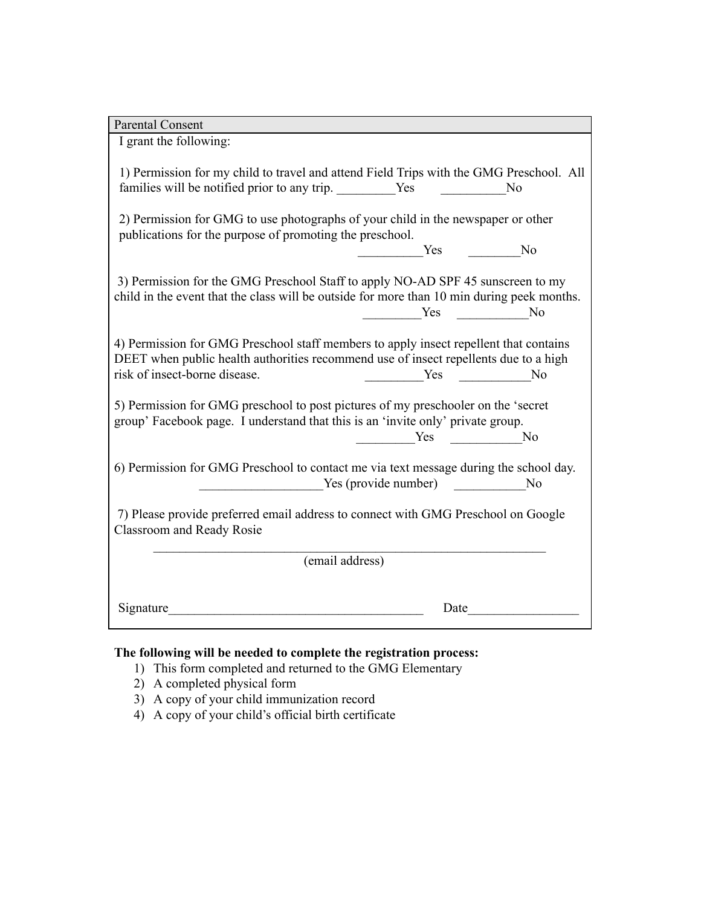## Parental Consent

I grant the following:

1) Permission for my child to travel and attend Field Trips with the GMG Preschool. All families will be notified prior to any trip. _________Yes __________No

2) Permission for GMG to use photographs of your child in the newspaper or other publications for the purpose of promoting the preschool.
__________Yes ________No

3) Permission for the GMG Preschool Staff to apply NO-AD SPF 45 sunscreen to my child in the event that the class will be outside for more than 10 min during peek months.
_________Yes ___________No

4) Permission for GMG Preschool staff members to apply insect repellent that contains DEET when public health authorities recommend use of insect repellents due to a high risk of insect-borne disease. _________Yes ___________No

5) Permission for GMG preschool to post pictures of my preschooler on the 'secret group' Facebook page. I understand that this is an 'invite only' private group.
_________Yes ___________No

6) Permission for GMG Preschool to contact me via text message during the school day.
___________________Yes (provide number) ___________No

7) Please provide preferred email address to connect with GMG Preschool on Google Classroom and Ready Rosie

_______________________________________________________________
(email address)

Signature_______________________________________ Date_________________

**The following will be needed to complete the registration process:**

1) This form completed and returned to the GMG Elementary
2) A completed physical form
3) A copy of your child immunization record
4) A copy of your child's official birth certificate